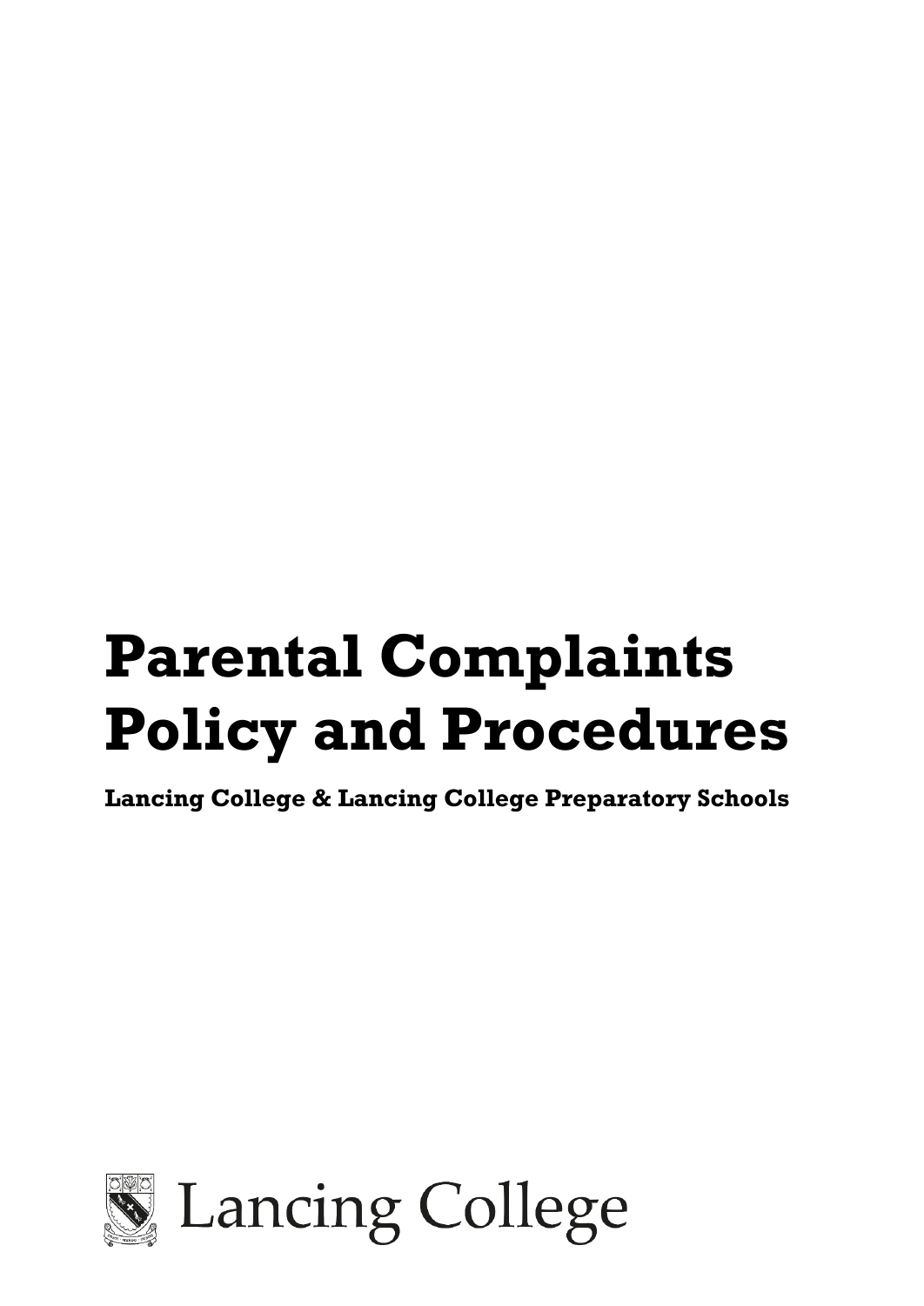# Parental Complaints Policy and Procedures

**Lancing College & Lancing College Preparatory Schools**

Lancing College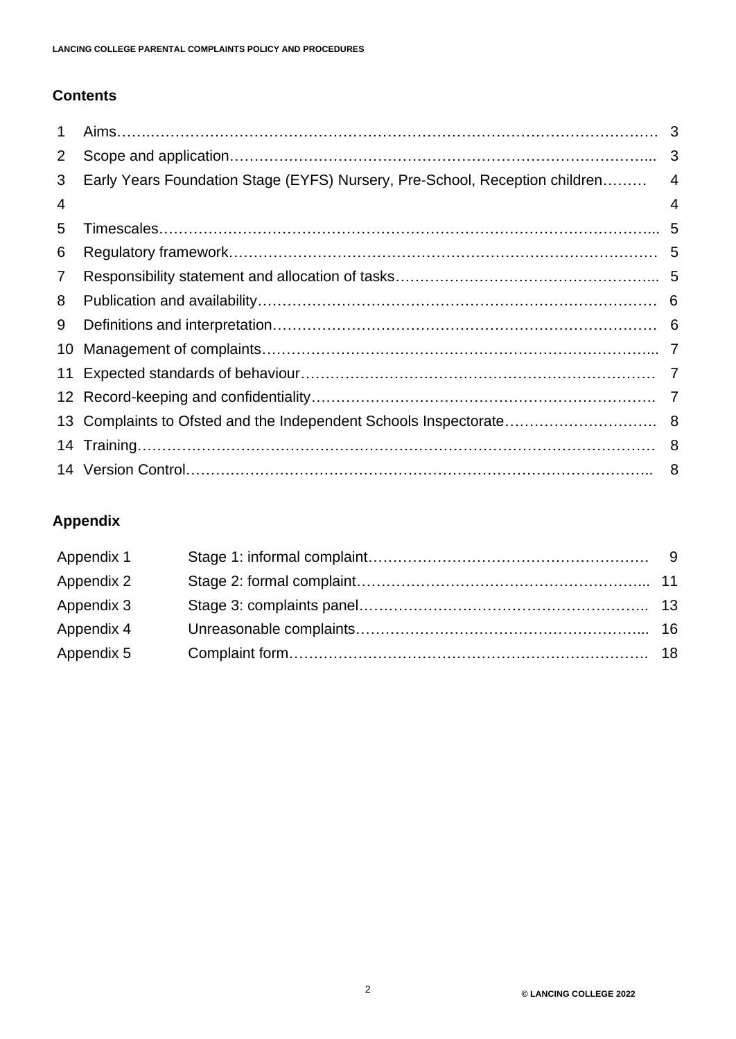## Contents

| | | |
|---|---|---|
| 1 | Aims | 3 |
| 2 | Scope and application | 3 |
| 3 | Early Years Foundation Stage (EYFS) Nursery, Pre-School, Reception children | 4 |
| 4 | | 4 |
| 5 | Timescales | 5 |
| 6 | Regulatory framework | 5 |
| 7 | Responsibility statement and allocation of tasks | 5 |
| 8 | Publication and availability | 6 |
| 9 | Definitions and interpretation | 6 |
| 10 | Management of complaints | 7 |
| 11 | Expected standards of behaviour | 7 |
| 12 | Record-keeping and confidentiality | 7 |
| 13 | Complaints to Ofsted and the Independent Schools Inspectorate | 8 |
| 14 | Training | 8 |
| 14 | Version Control | 8 |

## Appendix

| | | |
|---|---|---|
| Appendix 1 | Stage 1: informal complaint | 9 |
| Appendix 2 | Stage 2: formal complaint | 11 |
| Appendix 3 | Stage 3: complaints panel | 13 |
| Appendix 4 | Unreasonable complaints | 16 |
| Appendix 5 | Complaint form | 18 |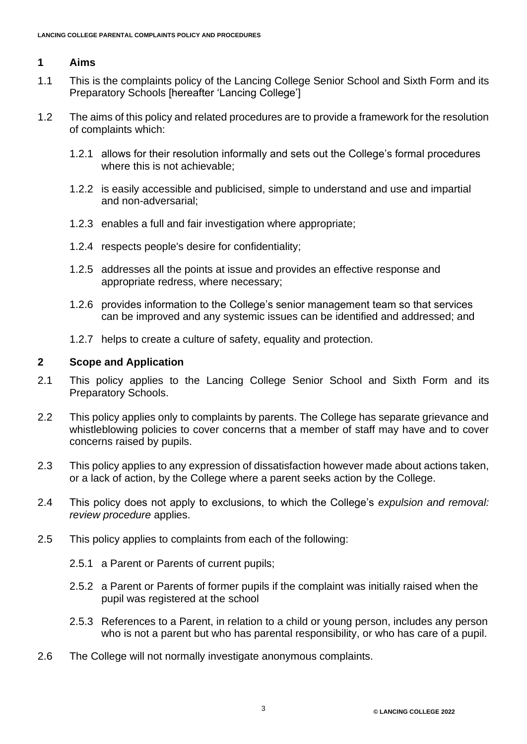## 1 Aims

1.1 This is the complaints policy of the Lancing College Senior School and Sixth Form and its Preparatory Schools [hereafter 'Lancing College']

1.2 The aims of this policy and related procedures are to provide a framework for the resolution of complaints which:

1.2.1 allows for their resolution informally and sets out the College's formal procedures where this is not achievable;

1.2.2 is easily accessible and publicised, simple to understand and use and impartial and non-adversarial;

1.2.3 enables a full and fair investigation where appropriate;

1.2.4 respects people's desire for confidentiality;

1.2.5 addresses all the points at issue and provides an effective response and appropriate redress, where necessary;

1.2.6 provides information to the College's senior management team so that services can be improved and any systemic issues can be identified and addressed; and

1.2.7 helps to create a culture of safety, equality and protection.

## 2 Scope and Application

2.1 This policy applies to the Lancing College Senior School and Sixth Form and its Preparatory Schools.

2.2 This policy applies only to complaints by parents. The College has separate grievance and whistleblowing policies to cover concerns that a member of staff may have and to cover concerns raised by pupils.

2.3 This policy applies to any expression of dissatisfaction however made about actions taken, or a lack of action, by the College where a parent seeks action by the College.

2.4 This policy does not apply to exclusions, to which the College's *expulsion and removal: review procedure* applies.

2.5 This policy applies to complaints from each of the following:

2.5.1 a Parent or Parents of current pupils;

2.5.2 a Parent or Parents of former pupils if the complaint was initially raised when the pupil was registered at the school

2.5.3 References to a Parent, in relation to a child or young person, includes any person who is not a parent but who has parental responsibility, or who has care of a pupil.

2.6 The College will not normally investigate anonymous complaints.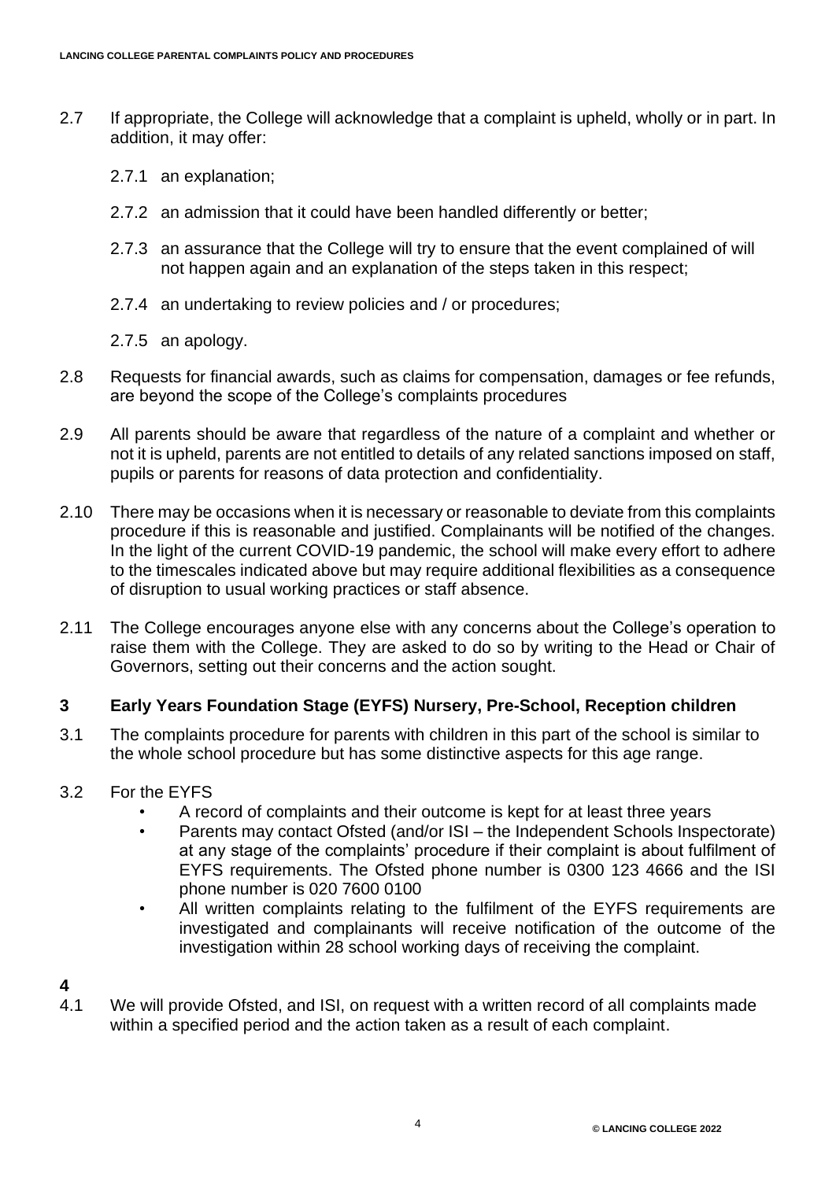2.7 If appropriate, the College will acknowledge that a complaint is upheld, wholly or in part. In addition, it may offer:

2.7.1 an explanation;

2.7.2 an admission that it could have been handled differently or better;

2.7.3 an assurance that the College will try to ensure that the event complained of will not happen again and an explanation of the steps taken in this respect;

2.7.4 an undertaking to review policies and / or procedures;

2.7.5 an apology.

2.8 Requests for financial awards, such as claims for compensation, damages or fee refunds, are beyond the scope of the College's complaints procedures

2.9 All parents should be aware that regardless of the nature of a complaint and whether or not it is upheld, parents are not entitled to details of any related sanctions imposed on staff, pupils or parents for reasons of data protection and confidentiality.

2.10 There may be occasions when it is necessary or reasonable to deviate from this complaints procedure if this is reasonable and justified. Complainants will be notified of the changes. In the light of the current COVID-19 pandemic, the school will make every effort to adhere to the timescales indicated above but may require additional flexibilities as a consequence of disruption to usual working practices or staff absence.

2.11 The College encourages anyone else with any concerns about the College's operation to raise them with the College. They are asked to do so by writing to the Head or Chair of Governors, setting out their concerns and the action sought.

## 3 Early Years Foundation Stage (EYFS) Nursery, Pre-School, Reception children

3.1 The complaints procedure for parents with children in this part of the school is similar to the whole school procedure but has some distinctive aspects for this age range.

3.2 For the EYFS

- A record of complaints and their outcome is kept for at least three years
- Parents may contact Ofsted (and/or ISI – the Independent Schools Inspectorate) at any stage of the complaints' procedure if their complaint is about fulfilment of EYFS requirements. The Ofsted phone number is 0300 123 4666 and the ISI phone number is 020 7600 0100
- All written complaints relating to the fulfilment of the EYFS requirements are investigated and complainants will receive notification of the outcome of the investigation within 28 school working days of receiving the complaint.

## 4

4.1 We will provide Ofsted, and ISI, on request with a written record of all complaints made within a specified period and the action taken as a result of each complaint.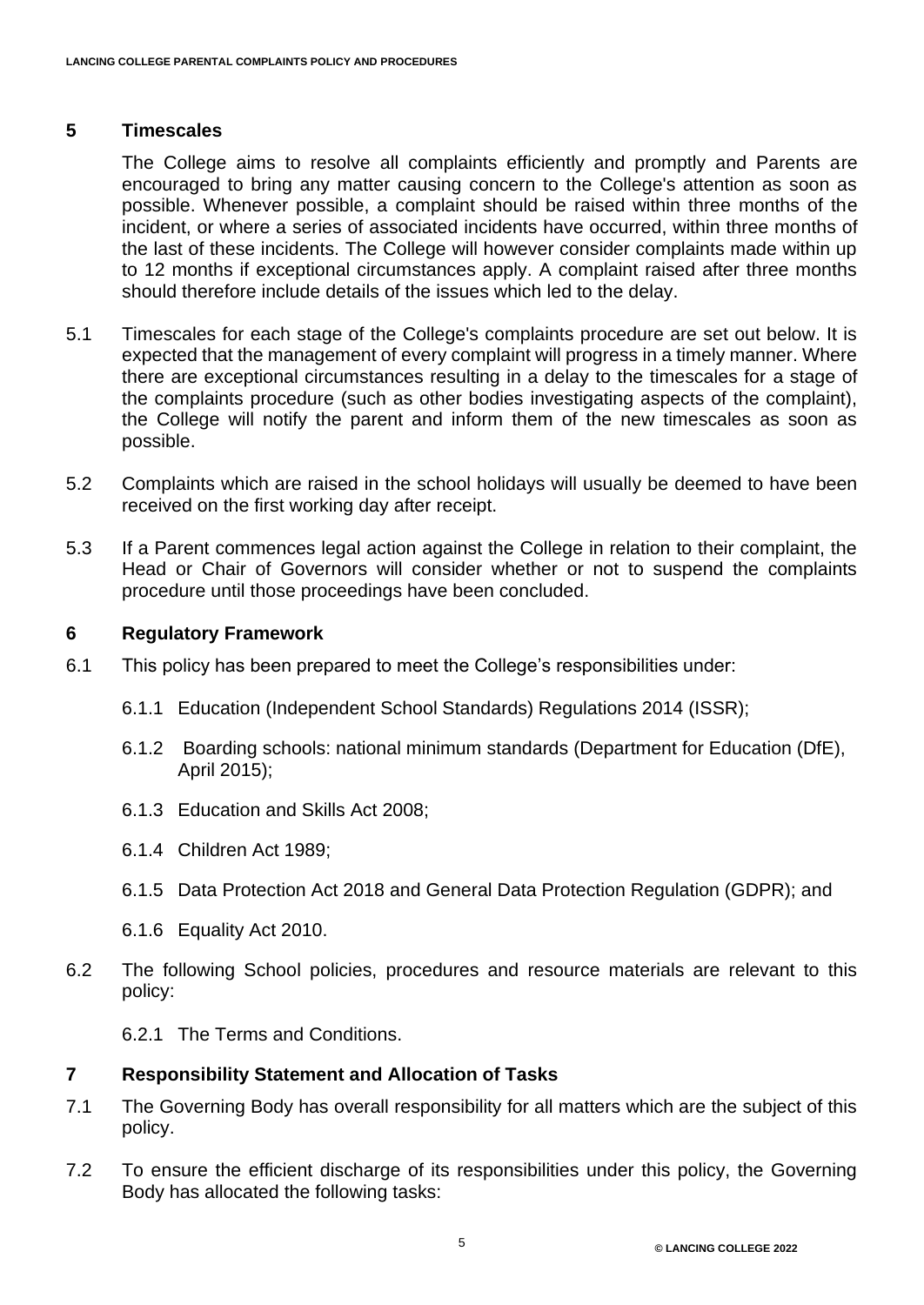## 5 Timescales

The College aims to resolve all complaints efficiently and promptly and Parents are encouraged to bring any matter causing concern to the College's attention as soon as possible. Whenever possible, a complaint should be raised within three months of the incident, or where a series of associated incidents have occurred, within three months of the last of these incidents. The College will however consider complaints made within up to 12 months if exceptional circumstances apply. A complaint raised after three months should therefore include details of the issues which led to the delay.

5.1 Timescales for each stage of the College's complaints procedure are set out below. It is expected that the management of every complaint will progress in a timely manner. Where there are exceptional circumstances resulting in a delay to the timescales for a stage of the complaints procedure (such as other bodies investigating aspects of the complaint), the College will notify the parent and inform them of the new timescales as soon as possible.

5.2 Complaints which are raised in the school holidays will usually be deemed to have been received on the first working day after receipt.

5.3 If a Parent commences legal action against the College in relation to their complaint, the Head or Chair of Governors will consider whether or not to suspend the complaints procedure until those proceedings have been concluded.

## 6 Regulatory Framework

6.1 This policy has been prepared to meet the College's responsibilities under:

6.1.1 Education (Independent School Standards) Regulations 2014 (ISSR);

6.1.2 Boarding schools: national minimum standards (Department for Education (DfE), April 2015);

6.1.3 Education and Skills Act 2008;

6.1.4 Children Act 1989;

6.1.5 Data Protection Act 2018 and General Data Protection Regulation (GDPR); and

6.1.6 Equality Act 2010.

6.2 The following School policies, procedures and resource materials are relevant to this policy:

6.2.1 The Terms and Conditions.

## 7 Responsibility Statement and Allocation of Tasks

7.1 The Governing Body has overall responsibility for all matters which are the subject of this policy.

7.2 To ensure the efficient discharge of its responsibilities under this policy, the Governing Body has allocated the following tasks: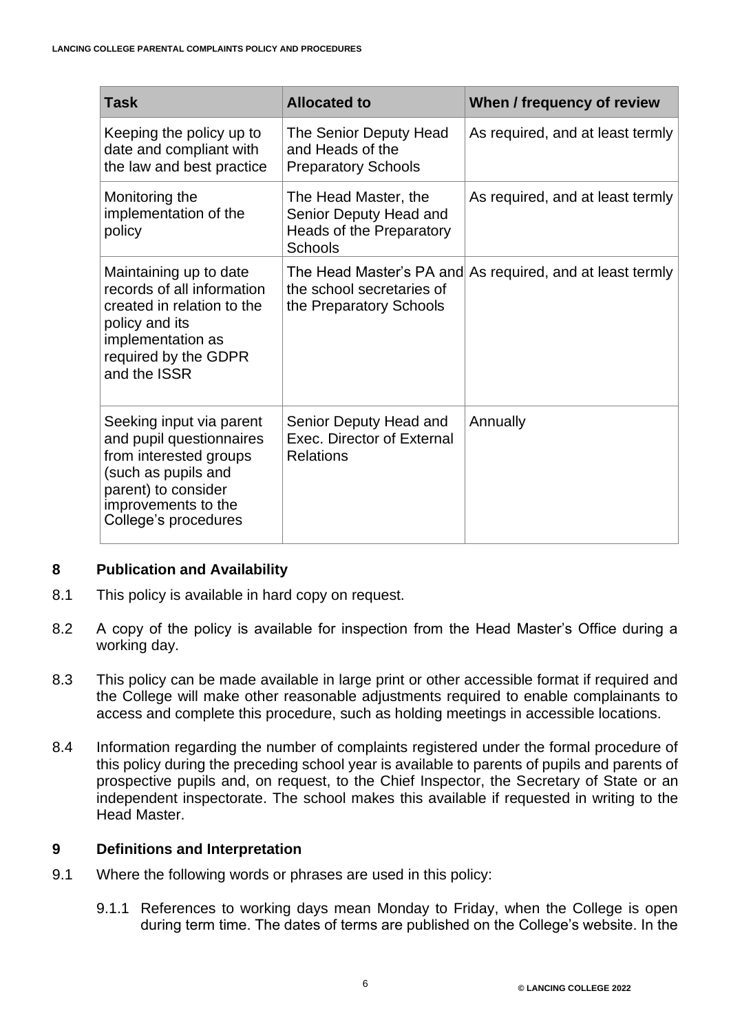| Task | Allocated to | When / frequency of review |
| --- | --- | --- |
| Keeping the policy up to date and compliant with the law and best practice | The Senior Deputy Head and Heads of the Preparatory Schools | As required, and at least termly |
| Monitoring the implementation of the policy | The Head Master, the Senior Deputy Head and Heads of the Preparatory Schools | As required, and at least termly |
| Maintaining up to date records of all information created in relation to the policy and its implementation as required by the GDPR and the ISSR | The Head Master's PA and the school secretaries of the Preparatory Schools | As required, and at least termly |
| Seeking input via parent and pupil questionnaires from interested groups (such as pupils and parent) to consider improvements to the College's procedures | Senior Deputy Head and Exec. Director of External Relations | Annually |

## 8 Publication and Availability

8.1 This policy is available in hard copy on request.

8.2 A copy of the policy is available for inspection from the Head Master's Office during a working day.

8.3 This policy can be made available in large print or other accessible format if required and the College will make other reasonable adjustments required to enable complainants to access and complete this procedure, such as holding meetings in accessible locations.

8.4 Information regarding the number of complaints registered under the formal procedure of this policy during the preceding school year is available to parents of pupils and parents of prospective pupils and, on request, to the Chief Inspector, the Secretary of State or an independent inspectorate. The school makes this available if requested in writing to the Head Master.

## 9 Definitions and Interpretation

9.1 Where the following words or phrases are used in this policy:

9.1.1 References to working days mean Monday to Friday, when the College is open during term time. The dates of terms are published on the College's website. In the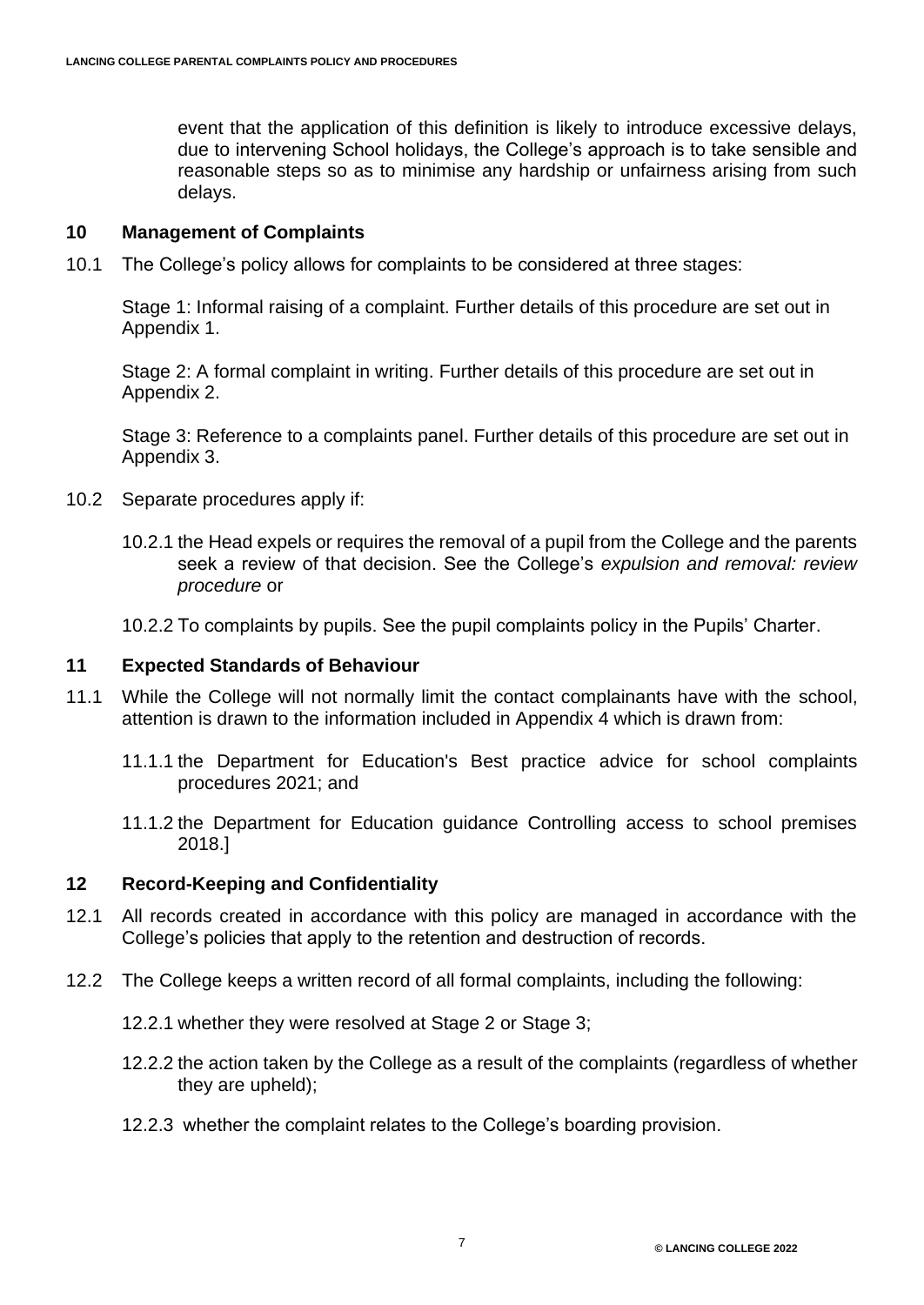event that the application of this definition is likely to introduce excessive delays, due to intervening School holidays, the College's approach is to take sensible and reasonable steps so as to minimise any hardship or unfairness arising from such delays.

## 10 Management of Complaints

10.1 The College's policy allows for complaints to be considered at three stages:

Stage 1: Informal raising of a complaint. Further details of this procedure are set out in Appendix 1.

Stage 2: A formal complaint in writing. Further details of this procedure are set out in Appendix 2.

Stage 3: Reference to a complaints panel. Further details of this procedure are set out in Appendix 3.

10.2 Separate procedures apply if:

10.2.1 the Head expels or requires the removal of a pupil from the College and the parents seek a review of that decision. See the College's *expulsion and removal: review procedure* or

10.2.2 To complaints by pupils. See the pupil complaints policy in the Pupils' Charter.

## 11 Expected Standards of Behaviour

11.1 While the College will not normally limit the contact complainants have with the school, attention is drawn to the information included in Appendix 4 which is drawn from:

11.1.1 the Department for Education's Best practice advice for school complaints procedures 2021; and

11.1.2 the Department for Education guidance Controlling access to school premises 2018.]

## 12 Record-Keeping and Confidentiality

12.1 All records created in accordance with this policy are managed in accordance with the College's policies that apply to the retention and destruction of records.

12.2 The College keeps a written record of all formal complaints, including the following:

12.2.1 whether they were resolved at Stage 2 or Stage 3;

12.2.2 the action taken by the College as a result of the complaints (regardless of whether they are upheld);

12.2.3 whether the complaint relates to the College's boarding provision.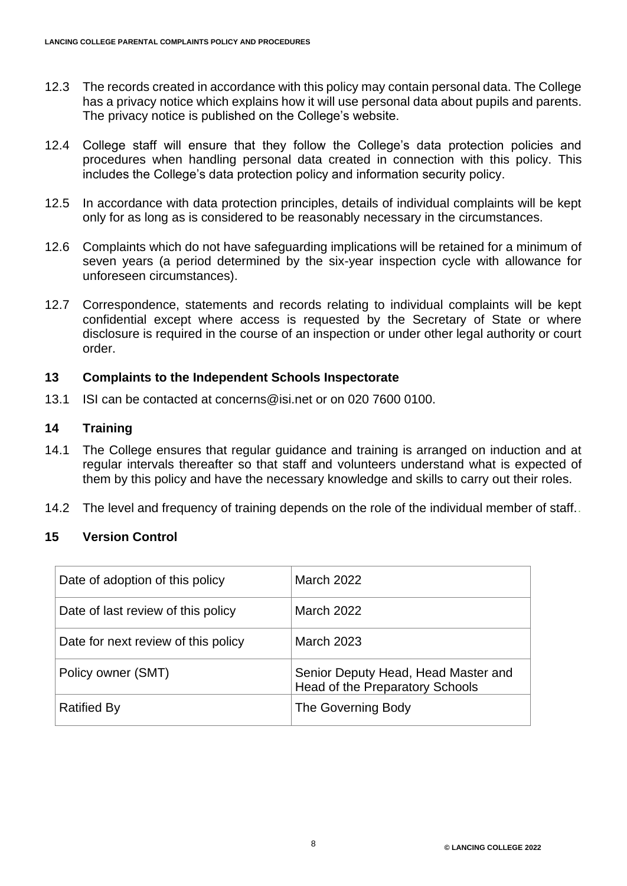12.3 The records created in accordance with this policy may contain personal data. The College has a privacy notice which explains how it will use personal data about pupils and parents. The privacy notice is published on the College's website.

12.4 College staff will ensure that they follow the College's data protection policies and procedures when handling personal data created in connection with this policy. This includes the College's data protection policy and information security policy.

12.5 In accordance with data protection principles, details of individual complaints will be kept only for as long as is considered to be reasonably necessary in the circumstances.

12.6 Complaints which do not have safeguarding implications will be retained for a minimum of seven years (a period determined by the six-year inspection cycle with allowance for unforeseen circumstances).

12.7 Correspondence, statements and records relating to individual complaints will be kept confidential except where access is requested by the Secretary of State or where disclosure is required in the course of an inspection or under other legal authority or court order.

## 13 Complaints to the Independent Schools Inspectorate

13.1 ISI can be contacted at concerns@isi.net or on 020 7600 0100.

## 14 Training

14.1 The College ensures that regular guidance and training is arranged on induction and at regular intervals thereafter so that staff and volunteers understand what is expected of them by this policy and have the necessary knowledge and skills to carry out their roles.

14.2 The level and frequency of training depends on the role of the individual member of staff..

## 15 Version Control

| Date of adoption of this policy | March 2022 |
|---|---|
| Date of last review of this policy | March 2022 |
| Date for next review of this policy | March 2023 |
| Policy owner (SMT) | Senior Deputy Head, Head Master and Head of the Preparatory Schools |
| Ratified By | The Governing Body |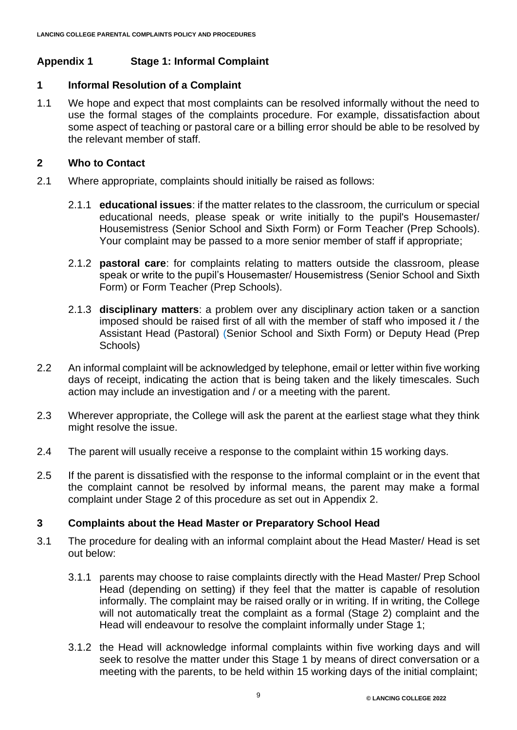## Appendix 1 Stage 1: Informal Complaint

### 1 Informal Resolution of a Complaint

1.1 We hope and expect that most complaints can be resolved informally without the need to use the formal stages of the complaints procedure. For example, dissatisfaction about some aspect of teaching or pastoral care or a billing error should be able to be resolved by the relevant member of staff.

### 2 Who to Contact

2.1 Where appropriate, complaints should initially be raised as follows:

2.1.1 **educational issues**: if the matter relates to the classroom, the curriculum or special educational needs, please speak or write initially to the pupil's Housemaster/ Housemistress (Senior School and Sixth Form) or Form Teacher (Prep Schools). Your complaint may be passed to a more senior member of staff if appropriate;

2.1.2 **pastoral care**: for complaints relating to matters outside the classroom, please speak or write to the pupil's Housemaster/ Housemistress (Senior School and Sixth Form) or Form Teacher (Prep Schools).

2.1.3 **disciplinary matters**: a problem over any disciplinary action taken or a sanction imposed should be raised first of all with the member of staff who imposed it / the Assistant Head (Pastoral) (Senior School and Sixth Form) or Deputy Head (Prep Schools)

2.2 An informal complaint will be acknowledged by telephone, email or letter within five working days of receipt, indicating the action that is being taken and the likely timescales. Such action may include an investigation and / or a meeting with the parent.

2.3 Wherever appropriate, the College will ask the parent at the earliest stage what they think might resolve the issue.

2.4 The parent will usually receive a response to the complaint within 15 working days.

2.5 If the parent is dissatisfied with the response to the informal complaint or in the event that the complaint cannot be resolved by informal means, the parent may make a formal complaint under Stage 2 of this procedure as set out in Appendix 2.

### 3 Complaints about the Head Master or Preparatory School Head

3.1 The procedure for dealing with an informal complaint about the Head Master/ Head is set out below:

3.1.1 parents may choose to raise complaints directly with the Head Master/ Prep School Head (depending on setting) if they feel that the matter is capable of resolution informally. The complaint may be raised orally or in writing. If in writing, the College will not automatically treat the complaint as a formal (Stage 2) complaint and the Head will endeavour to resolve the complaint informally under Stage 1;

3.1.2 the Head will acknowledge informal complaints within five working days and will seek to resolve the matter under this Stage 1 by means of direct conversation or a meeting with the parents, to be held within 15 working days of the initial complaint;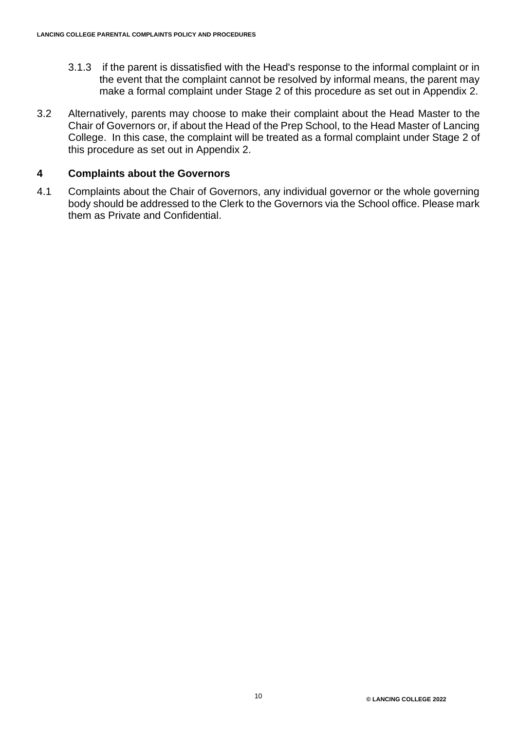3.1.3 if the parent is dissatisfied with the Head's response to the informal complaint or in the event that the complaint cannot be resolved by informal means, the parent may make a formal complaint under Stage 2 of this procedure as set out in Appendix 2.

3.2 Alternatively, parents may choose to make their complaint about the Head Master to the Chair of Governors or, if about the Head of the Prep School, to the Head Master of Lancing College. In this case, the complaint will be treated as a formal complaint under Stage 2 of this procedure as set out in Appendix 2.

## 4 Complaints about the Governors

4.1 Complaints about the Chair of Governors, any individual governor or the whole governing body should be addressed to the Clerk to the Governors via the School office. Please mark them as Private and Confidential.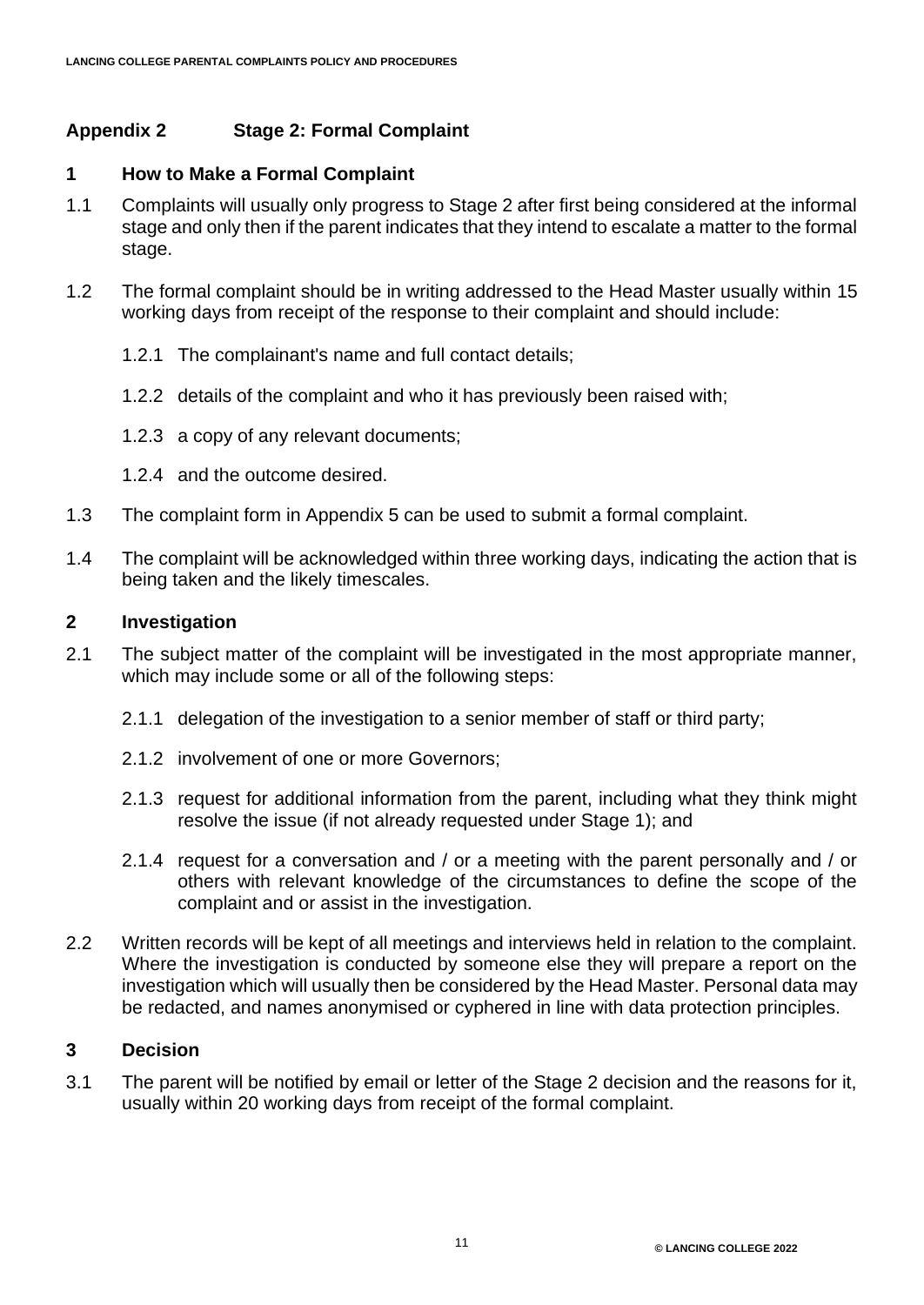## Appendix 2 Stage 2: Formal Complaint

### 1 How to Make a Formal Complaint

1.1 Complaints will usually only progress to Stage 2 after first being considered at the informal stage and only then if the parent indicates that they intend to escalate a matter to the formal stage.

1.2 The formal complaint should be in writing addressed to the Head Master usually within 15 working days from receipt of the response to their complaint and should include:

1.2.1 The complainant's name and full contact details;

1.2.2 details of the complaint and who it has previously been raised with;

1.2.3 a copy of any relevant documents;

1.2.4 and the outcome desired.

1.3 The complaint form in Appendix 5 can be used to submit a formal complaint.

1.4 The complaint will be acknowledged within three working days, indicating the action that is being taken and the likely timescales.

### 2 Investigation

2.1 The subject matter of the complaint will be investigated in the most appropriate manner, which may include some or all of the following steps:

2.1.1 delegation of the investigation to a senior member of staff or third party;

2.1.2 involvement of one or more Governors;

2.1.3 request for additional information from the parent, including what they think might resolve the issue (if not already requested under Stage 1); and

2.1.4 request for a conversation and / or a meeting with the parent personally and / or others with relevant knowledge of the circumstances to define the scope of the complaint and or assist in the investigation.

2.2 Written records will be kept of all meetings and interviews held in relation to the complaint. Where the investigation is conducted by someone else they will prepare a report on the investigation which will usually then be considered by the Head Master. Personal data may be redacted, and names anonymised or cyphered in line with data protection principles.

### 3 Decision

3.1 The parent will be notified by email or letter of the Stage 2 decision and the reasons for it, usually within 20 working days from receipt of the formal complaint.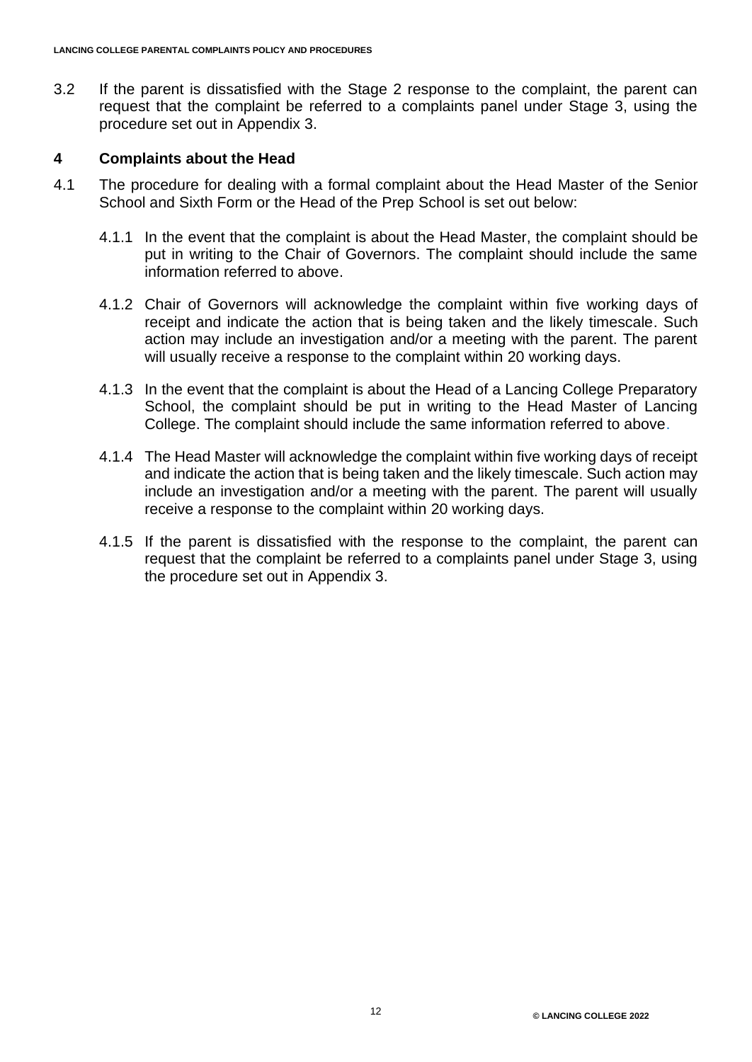3.2 If the parent is dissatisfied with the Stage 2 response to the complaint, the parent can request that the complaint be referred to a complaints panel under Stage 3, using the procedure set out in Appendix 3.

## 4 Complaints about the Head

4.1 The procedure for dealing with a formal complaint about the Head Master of the Senior School and Sixth Form or the Head of the Prep School is set out below:

4.1.1 In the event that the complaint is about the Head Master, the complaint should be put in writing to the Chair of Governors. The complaint should include the same information referred to above.

4.1.2 Chair of Governors will acknowledge the complaint within five working days of receipt and indicate the action that is being taken and the likely timescale. Such action may include an investigation and/or a meeting with the parent. The parent will usually receive a response to the complaint within 20 working days.

4.1.3 In the event that the complaint is about the Head of a Lancing College Preparatory School, the complaint should be put in writing to the Head Master of Lancing College. The complaint should include the same information referred to above.

4.1.4 The Head Master will acknowledge the complaint within five working days of receipt and indicate the action that is being taken and the likely timescale. Such action may include an investigation and/or a meeting with the parent. The parent will usually receive a response to the complaint within 20 working days.

4.1.5 If the parent is dissatisfied with the response to the complaint, the parent can request that the complaint be referred to a complaints panel under Stage 3, using the procedure set out in Appendix 3.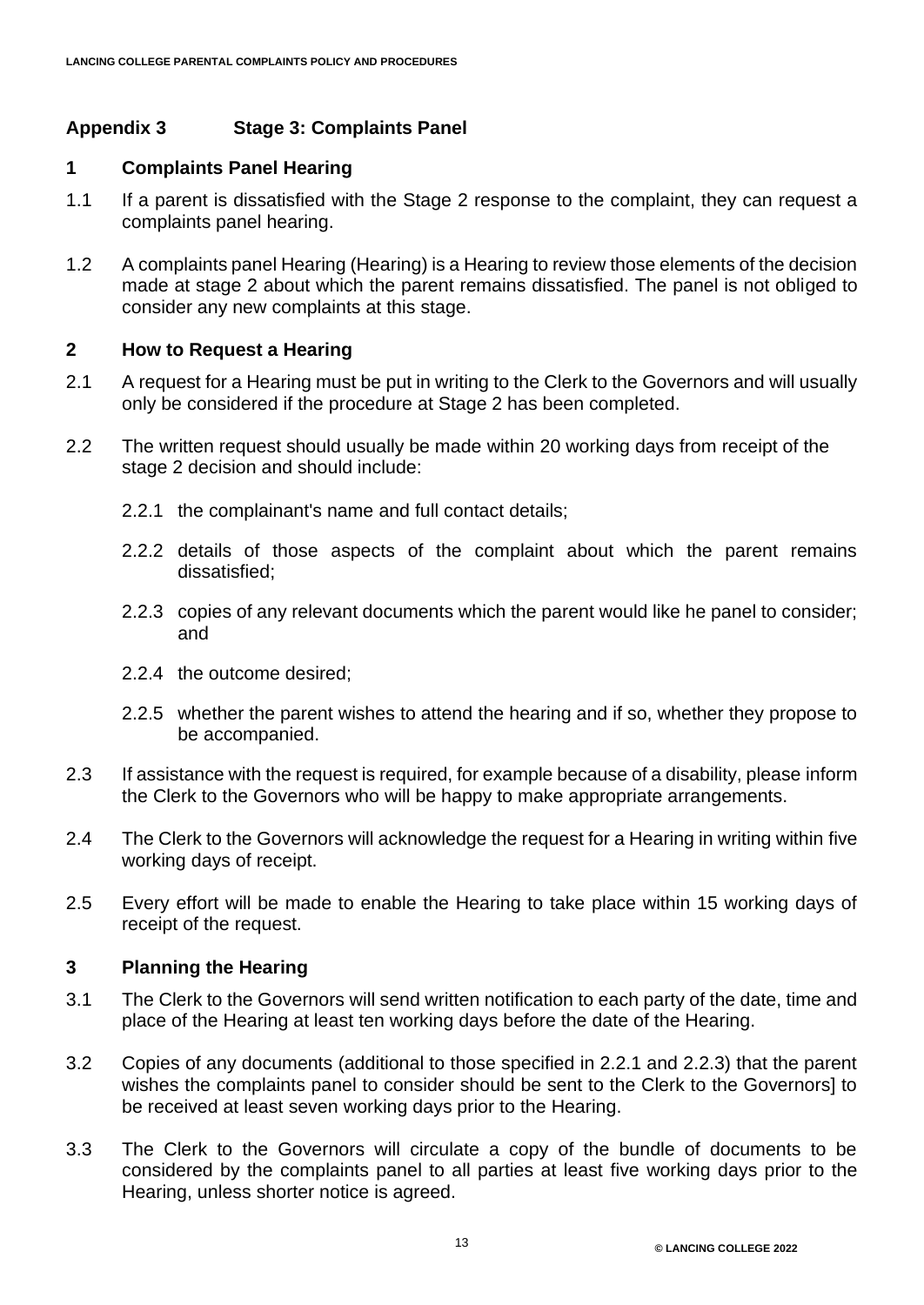## Appendix 3 Stage 3: Complaints Panel

### 1 Complaints Panel Hearing

1.1 If a parent is dissatisfied with the Stage 2 response to the complaint, they can request a complaints panel hearing.

1.2 A complaints panel Hearing (Hearing) is a Hearing to review those elements of the decision made at stage 2 about which the parent remains dissatisfied. The panel is not obliged to consider any new complaints at this stage.

### 2 How to Request a Hearing

2.1 A request for a Hearing must be put in writing to the Clerk to the Governors and will usually only be considered if the procedure at Stage 2 has been completed.

2.2 The written request should usually be made within 20 working days from receipt of the stage 2 decision and should include:

2.2.1 the complainant's name and full contact details;

2.2.2 details of those aspects of the complaint about which the parent remains dissatisfied;

2.2.3 copies of any relevant documents which the parent would like he panel to consider; and

2.2.4 the outcome desired;

2.2.5 whether the parent wishes to attend the hearing and if so, whether they propose to be accompanied.

2.3 If assistance with the request is required, for example because of a disability, please inform the Clerk to the Governors who will be happy to make appropriate arrangements.

2.4 The Clerk to the Governors will acknowledge the request for a Hearing in writing within five working days of receipt.

2.5 Every effort will be made to enable the Hearing to take place within 15 working days of receipt of the request.

### 3 Planning the Hearing

3.1 The Clerk to the Governors will send written notification to each party of the date, time and place of the Hearing at least ten working days before the date of the Hearing.

3.2 Copies of any documents (additional to those specified in 2.2.1 and 2.2.3) that the parent wishes the complaints panel to consider should be sent to the Clerk to the Governors] to be received at least seven working days prior to the Hearing.

3.3 The Clerk to the Governors will circulate a copy of the bundle of documents to be considered by the complaints panel to all parties at least five working days prior to the Hearing, unless shorter notice is agreed.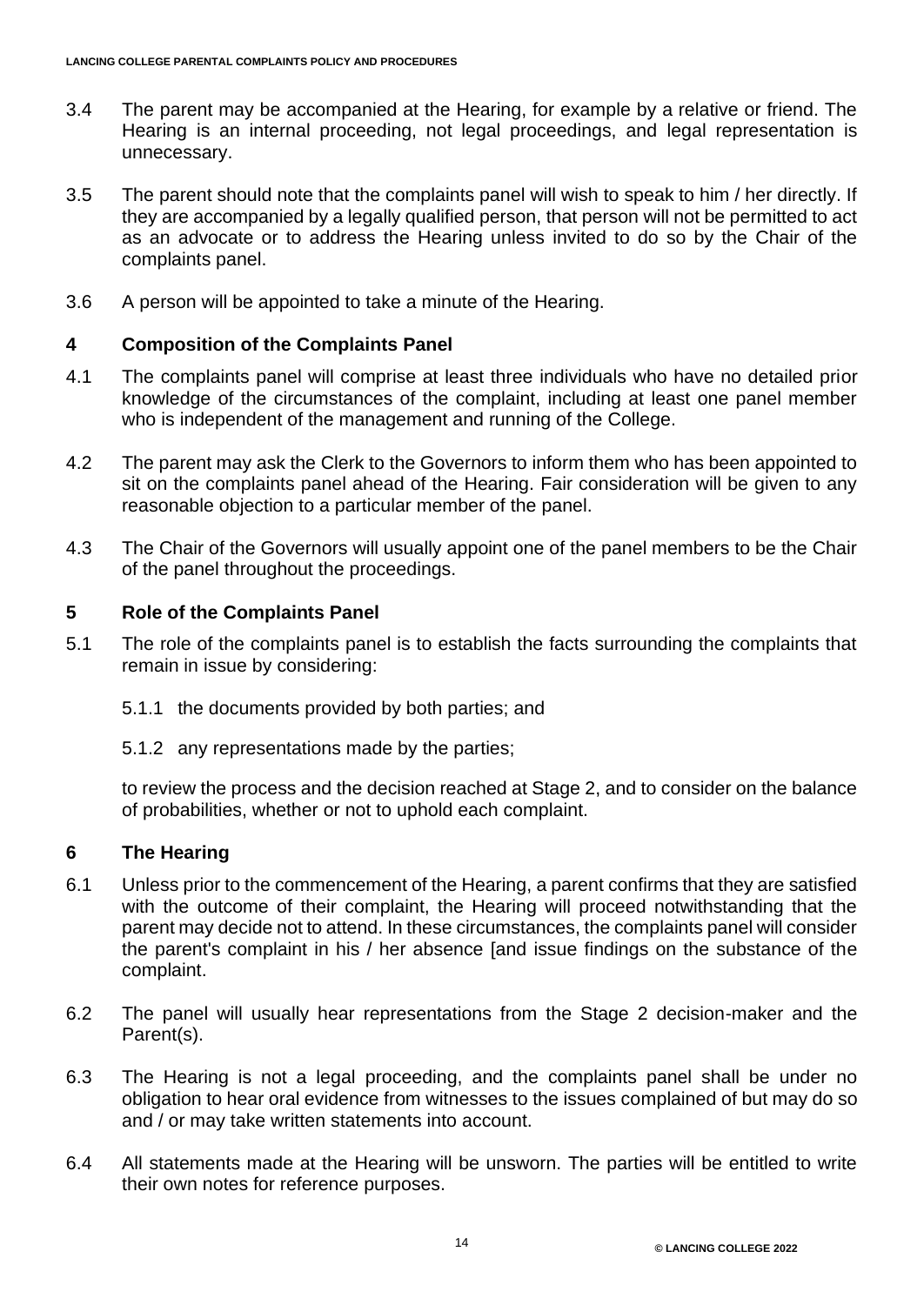3.4 The parent may be accompanied at the Hearing, for example by a relative or friend. The Hearing is an internal proceeding, not legal proceedings, and legal representation is unnecessary.

3.5 The parent should note that the complaints panel will wish to speak to him / her directly. If they are accompanied by a legally qualified person, that person will not be permitted to act as an advocate or to address the Hearing unless invited to do so by the Chair of the complaints panel.

3.6 A person will be appointed to take a minute of the Hearing.

## 4 Composition of the Complaints Panel

4.1 The complaints panel will comprise at least three individuals who have no detailed prior knowledge of the circumstances of the complaint, including at least one panel member who is independent of the management and running of the College.

4.2 The parent may ask the Clerk to the Governors to inform them who has been appointed to sit on the complaints panel ahead of the Hearing. Fair consideration will be given to any reasonable objection to a particular member of the panel.

4.3 The Chair of the Governors will usually appoint one of the panel members to be the Chair of the panel throughout the proceedings.

## 5 Role of the Complaints Panel

5.1 The role of the complaints panel is to establish the facts surrounding the complaints that remain in issue by considering:

5.1.1 the documents provided by both parties; and

5.1.2 any representations made by the parties;

to review the process and the decision reached at Stage 2, and to consider on the balance of probabilities, whether or not to uphold each complaint.

## 6 The Hearing

6.1 Unless prior to the commencement of the Hearing, a parent confirms that they are satisfied with the outcome of their complaint, the Hearing will proceed notwithstanding that the parent may decide not to attend. In these circumstances, the complaints panel will consider the parent's complaint in his / her absence [and issue findings on the substance of the complaint.

6.2 The panel will usually hear representations from the Stage 2 decision-maker and the Parent(s).

6.3 The Hearing is not a legal proceeding, and the complaints panel shall be under no obligation to hear oral evidence from witnesses to the issues complained of but may do so and / or may take written statements into account.

6.4 All statements made at the Hearing will be unsworn. The parties will be entitled to write their own notes for reference purposes.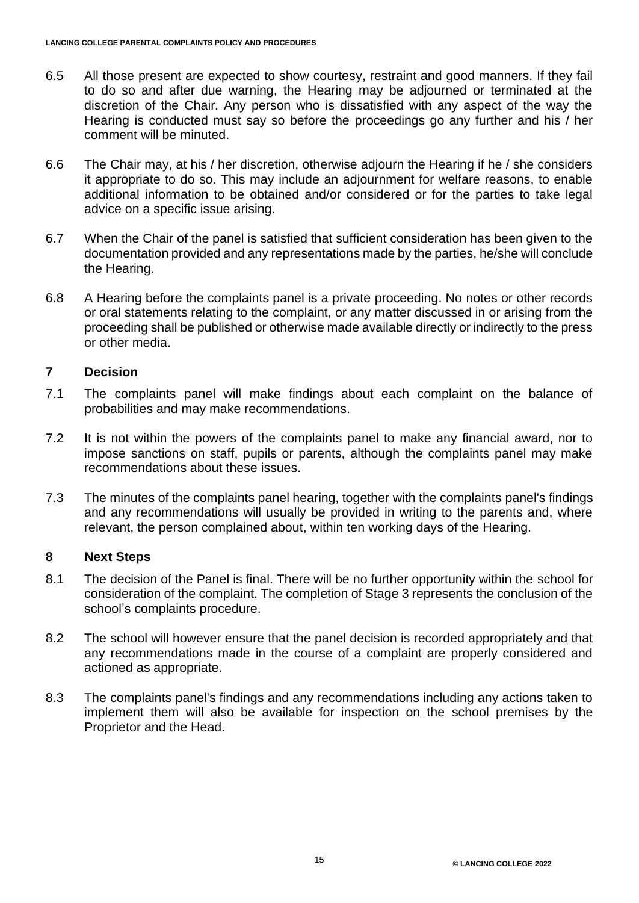6.5 All those present are expected to show courtesy, restraint and good manners. If they fail to do so and after due warning, the Hearing may be adjourned or terminated at the discretion of the Chair. Any person who is dissatisfied with any aspect of the way the Hearing is conducted must say so before the proceedings go any further and his / her comment will be minuted.

6.6 The Chair may, at his / her discretion, otherwise adjourn the Hearing if he / she considers it appropriate to do so. This may include an adjournment for welfare reasons, to enable additional information to be obtained and/or considered or for the parties to take legal advice on a specific issue arising.

6.7 When the Chair of the panel is satisfied that sufficient consideration has been given to the documentation provided and any representations made by the parties, he/she will conclude the Hearing.

6.8 A Hearing before the complaints panel is a private proceeding. No notes or other records or oral statements relating to the complaint, or any matter discussed in or arising from the proceeding shall be published or otherwise made available directly or indirectly to the press or other media.

## 7 Decision

7.1 The complaints panel will make findings about each complaint on the balance of probabilities and may make recommendations.

7.2 It is not within the powers of the complaints panel to make any financial award, nor to impose sanctions on staff, pupils or parents, although the complaints panel may make recommendations about these issues.

7.3 The minutes of the complaints panel hearing, together with the complaints panel's findings and any recommendations will usually be provided in writing to the parents and, where relevant, the person complained about, within ten working days of the Hearing.

## 8 Next Steps

8.1 The decision of the Panel is final. There will be no further opportunity within the school for consideration of the complaint. The completion of Stage 3 represents the conclusion of the school's complaints procedure.

8.2 The school will however ensure that the panel decision is recorded appropriately and that any recommendations made in the course of a complaint are properly considered and actioned as appropriate.

8.3 The complaints panel's findings and any recommendations including any actions taken to implement them will also be available for inspection on the school premises by the Proprietor and the Head.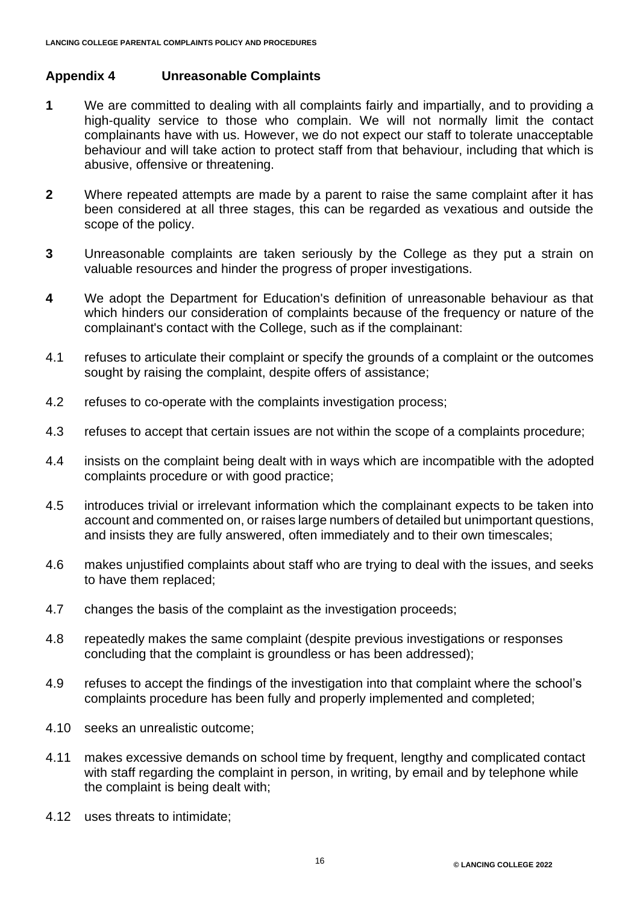## Appendix 4 Unreasonable Complaints

**1** We are committed to dealing with all complaints fairly and impartially, and to providing a high-quality service to those who complain. We will not normally limit the contact complainants have with us. However, we do not expect our staff to tolerate unacceptable behaviour and will take action to protect staff from that behaviour, including that which is abusive, offensive or threatening.

**2** Where repeated attempts are made by a parent to raise the same complaint after it has been considered at all three stages, this can be regarded as vexatious and outside the scope of the policy.

**3** Unreasonable complaints are taken seriously by the College as they put a strain on valuable resources and hinder the progress of proper investigations.

**4** We adopt the Department for Education's definition of unreasonable behaviour as that which hinders our consideration of complaints because of the frequency or nature of the complainant's contact with the College, such as if the complainant:

4.1 refuses to articulate their complaint or specify the grounds of a complaint or the outcomes sought by raising the complaint, despite offers of assistance;

4.2 refuses to co-operate with the complaints investigation process;

4.3 refuses to accept that certain issues are not within the scope of a complaints procedure;

4.4 insists on the complaint being dealt with in ways which are incompatible with the adopted complaints procedure or with good practice;

4.5 introduces trivial or irrelevant information which the complainant expects to be taken into account and commented on, or raises large numbers of detailed but unimportant questions, and insists they are fully answered, often immediately and to their own timescales;

4.6 makes unjustified complaints about staff who are trying to deal with the issues, and seeks to have them replaced;

4.7 changes the basis of the complaint as the investigation proceeds;

4.8 repeatedly makes the same complaint (despite previous investigations or responses concluding that the complaint is groundless or has been addressed);

4.9 refuses to accept the findings of the investigation into that complaint where the school's complaints procedure has been fully and properly implemented and completed;

4.10 seeks an unrealistic outcome;

4.11 makes excessive demands on school time by frequent, lengthy and complicated contact with staff regarding the complaint in person, in writing, by email and by telephone while the complaint is being dealt with;

4.12 uses threats to intimidate;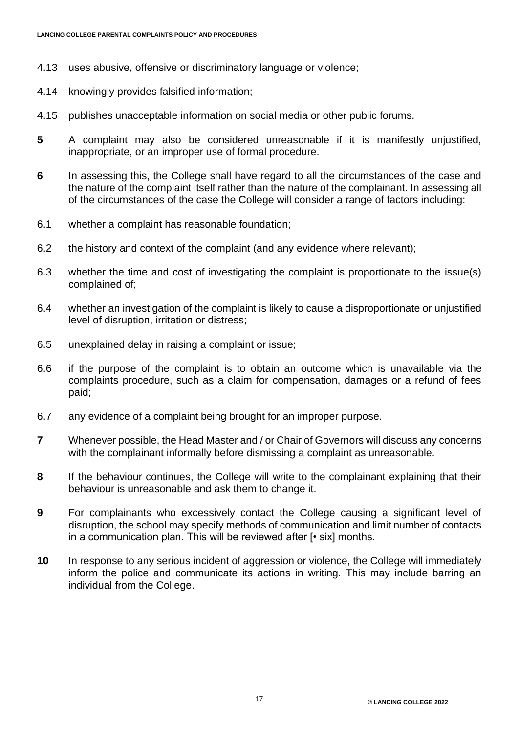4.13 uses abusive, offensive or discriminatory language or violence;

4.14 knowingly provides falsified information;

4.15 publishes unacceptable information on social media or other public forums.

**5** A complaint may also be considered unreasonable if it is manifestly unjustified, inappropriate, or an improper use of formal procedure.

**6** In assessing this, the College shall have regard to all the circumstances of the case and the nature of the complaint itself rather than the nature of the complainant. In assessing all of the circumstances of the case the College will consider a range of factors including:

6.1 whether a complaint has reasonable foundation;

6.2 the history and context of the complaint (and any evidence where relevant);

6.3 whether the time and cost of investigating the complaint is proportionate to the issue(s) complained of;

6.4 whether an investigation of the complaint is likely to cause a disproportionate or unjustified level of disruption, irritation or distress;

6.5 unexplained delay in raising a complaint or issue;

6.6 if the purpose of the complaint is to obtain an outcome which is unavailable via the complaints procedure, such as a claim for compensation, damages or a refund of fees paid;

6.7 any evidence of a complaint being brought for an improper purpose.

**7** Whenever possible, the Head Master and / or Chair of Governors will discuss any concerns with the complainant informally before dismissing a complaint as unreasonable.

**8** If the behaviour continues, the College will write to the complainant explaining that their behaviour is unreasonable and ask them to change it.

**9** For complainants who excessively contact the College causing a significant level of disruption, the school may specify methods of communication and limit number of contacts in a communication plan. This will be reviewed after [• six] months.

**10** In response to any serious incident of aggression or violence, the College will immediately inform the police and communicate its actions in writing. This may include barring an individual from the College.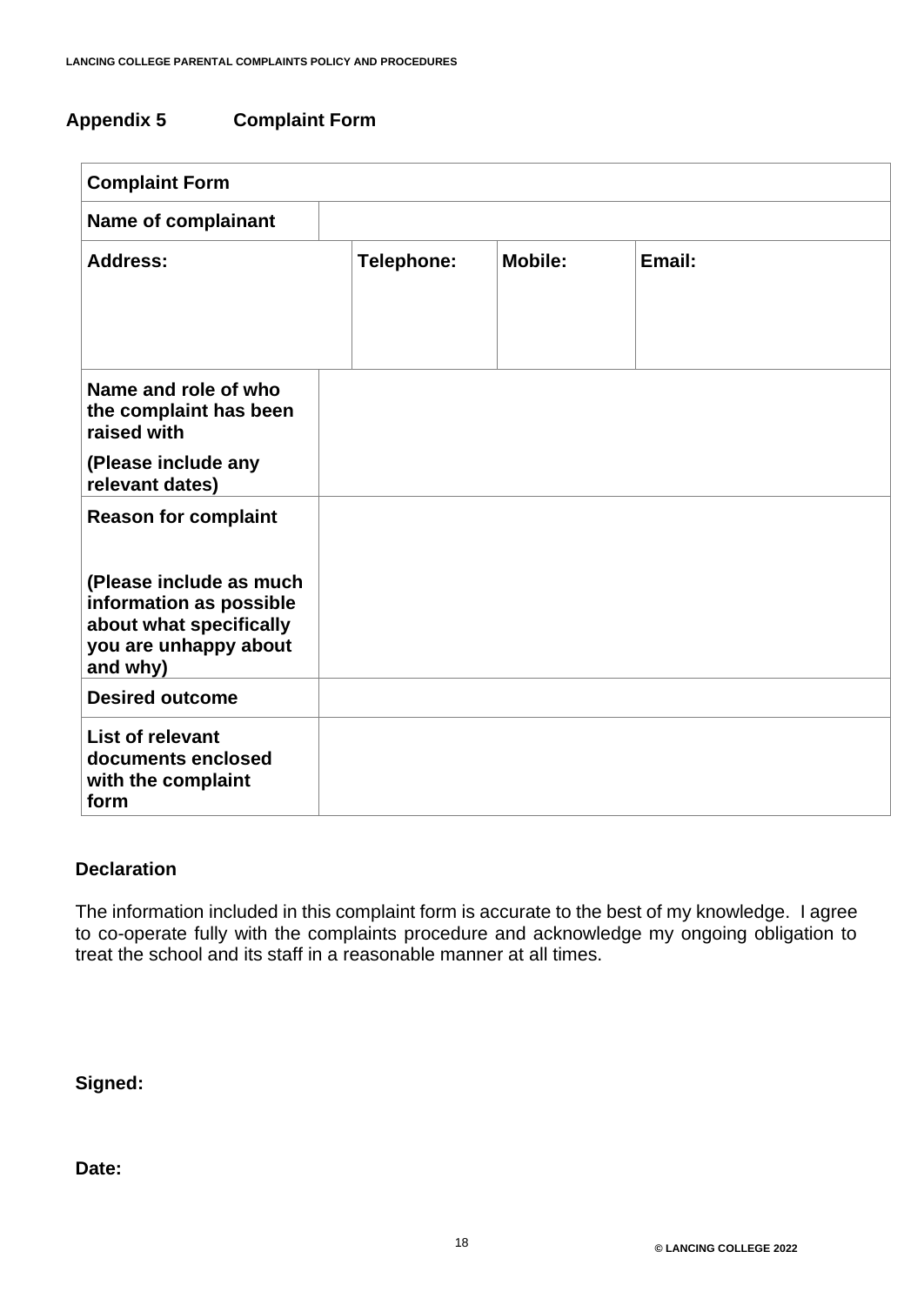## Appendix 5 Complaint Form

| **Complaint Form** | | | | |
|---|---|---|---|---|
| **Name of complainant** | | | | |
| **Address:** | | **Telephone:** | **Mobile:** | **Email:** |
| **Name and role of who the complaint has been raised with**<br><br>**(Please include any relevant dates)** | | | | |
| **Reason for complaint**<br><br>**(Please include as much information as possible about what specifically you are unhappy about and why)** | | | | |
| **Desired outcome** | | | | |
| **List of relevant documents enclosed with the complaint form** | | | | |

**Declaration**

The information included in this complaint form is accurate to the best of my knowledge. I agree to co-operate fully with the complaints procedure and acknowledge my ongoing obligation to treat the school and its staff in a reasonable manner at all times.

**Signed:**

**Date:**